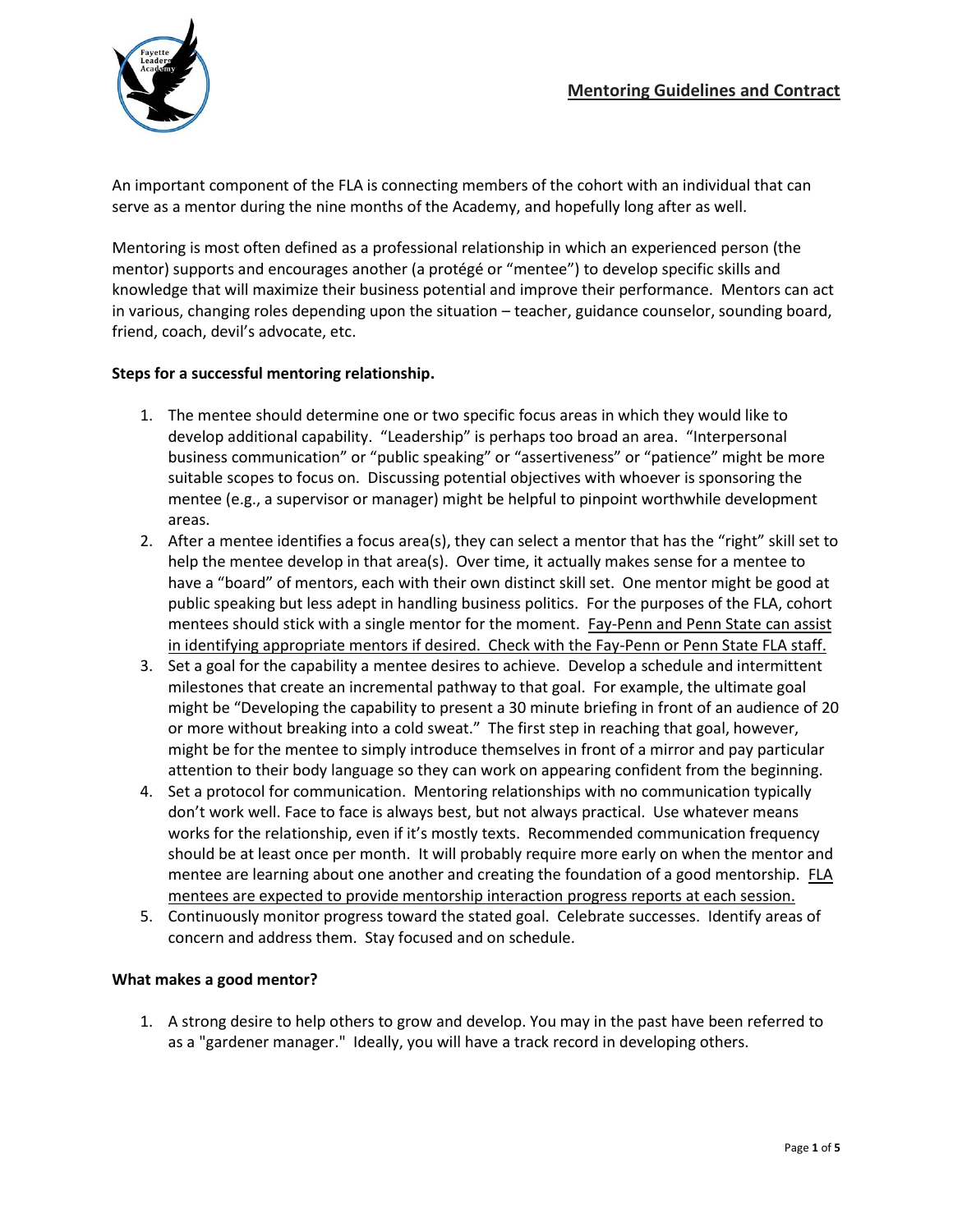## Mentoring Guidelines and Contract

An important component of the FLA is connecting members of the cohort with an individual that can serve as a mentor during the nine months of the Academy, and hopefully long after as well.

Mentoring is most often defined as a professional relationship in which an experienced person (the mentor) supports and encourages another (a protégé or "mentee") to develop specific skills and knowledge that will maximize their business potential and improve their performance. Mentors can act in various, changing roles depending upon the situation – teacher, guidance counselor, sounding board, friend, coach, devil's advocate, etc.

**Steps for a successful mentoring relationship.**

1. The mentee should determine one or two specific focus areas in which they would like to develop additional capability. "Leadership" is perhaps too broad an area. "Interpersonal business communication" or "public speaking" or "assertiveness" or "patience" might be more suitable scopes to focus on. Discussing potential objectives with whoever is sponsoring the mentee (e.g., a supervisor or manager) might be helpful to pinpoint worthwhile development areas.
2. After a mentee identifies a focus area(s), they can select a mentor that has the "right" skill set to help the mentee develop in that area(s). Over time, it actually makes sense for a mentee to have a "board" of mentors, each with their own distinct skill set. One mentor might be good at public speaking but less adept in handling business politics. For the purposes of the FLA, cohort mentees should stick with a single mentor for the moment. <u>Fay-Penn and Penn State can assist in identifying appropriate mentors if desired. Check with the Fay-Penn or Penn State FLA staff.</u>
3. Set a goal for the capability a mentee desires to achieve. Develop a schedule and intermittent milestones that create an incremental pathway to that goal. For example, the ultimate goal might be "Developing the capability to present a 30 minute briefing in front of an audience of 20 or more without breaking into a cold sweat." The first step in reaching that goal, however, might be for the mentee to simply introduce themselves in front of a mirror and pay particular attention to their body language so they can work on appearing confident from the beginning.
4. Set a protocol for communication. Mentoring relationships with no communication typically don't work well. Face to face is always best, but not always practical. Use whatever means works for the relationship, even if it's mostly texts. Recommended communication frequency should be at least once per month. It will probably require more early on when the mentor and mentee are learning about one another and creating the foundation of a good mentorship. <u>FLA mentees are expected to provide mentorship interaction progress reports at each session.</u>
5. Continuously monitor progress toward the stated goal. Celebrate successes. Identify areas of concern and address them. Stay focused and on schedule.

**What makes a good mentor?**

1. A strong desire to help others to grow and develop. You may in the past have been referred to as a "gardener manager." Ideally, you will have a track record in developing others.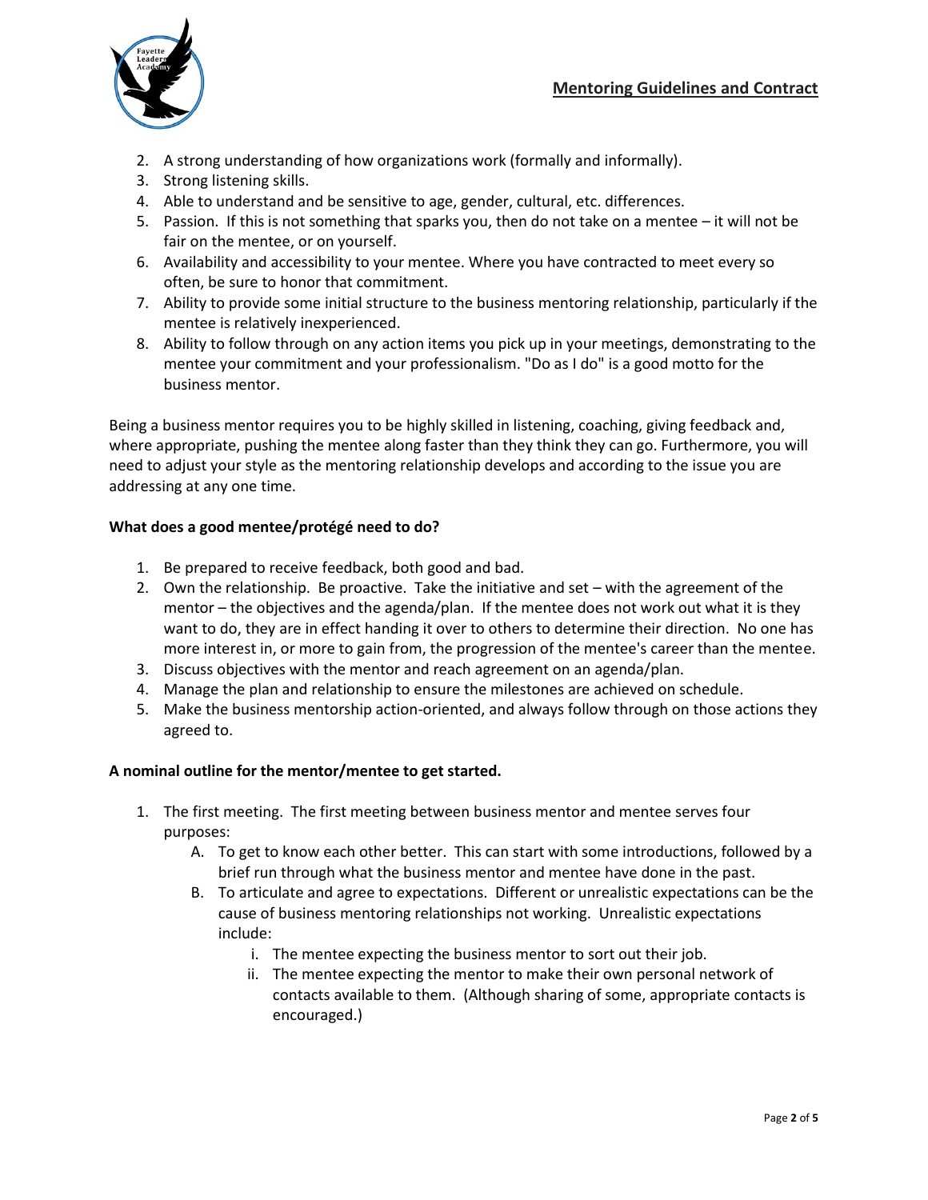2. A strong understanding of how organizations work (formally and informally).
3. Strong listening skills.
4. Able to understand and be sensitive to age, gender, cultural, etc. differences.
5. Passion. If this is not something that sparks you, then do not take on a mentee – it will not be fair on the mentee, or on yourself.
6. Availability and accessibility to your mentee. Where you have contracted to meet every so often, be sure to honor that commitment.
7. Ability to provide some initial structure to the business mentoring relationship, particularly if the mentee is relatively inexperienced.
8. Ability to follow through on any action items you pick up in your meetings, demonstrating to the mentee your commitment and your professionalism. "Do as I do" is a good motto for the business mentor.

Being a business mentor requires you to be highly skilled in listening, coaching, giving feedback and, where appropriate, pushing the mentee along faster than they think they can go. Furthermore, you will need to adjust your style as the mentoring relationship develops and according to the issue you are addressing at any one time.

**What does a good mentee/protégé need to do?**

1. Be prepared to receive feedback, both good and bad.
2. Own the relationship. Be proactive. Take the initiative and set – with the agreement of the mentor – the objectives and the agenda/plan. If the mentee does not work out what it is they want to do, they are in effect handing it over to others to determine their direction. No one has more interest in, or more to gain from, the progression of the mentee's career than the mentee.
3. Discuss objectives with the mentor and reach agreement on an agenda/plan.
4. Manage the plan and relationship to ensure the milestones are achieved on schedule.
5. Make the business mentorship action-oriented, and always follow through on those actions they agreed to.

**A nominal outline for the mentor/mentee to get started.**

1. The first meeting. The first meeting between business mentor and mentee serves four purposes:
   A. To get to know each other better. This can start with some introductions, followed by a brief run through what the business mentor and mentee have done in the past.
   B. To articulate and agree to expectations. Different or unrealistic expectations can be the cause of business mentoring relationships not working. Unrealistic expectations include:
      i. The mentee expecting the business mentor to sort out their job.
      ii. The mentee expecting the mentor to make their own personal network of contacts available to them. (Although sharing of some, appropriate contacts is encouraged.)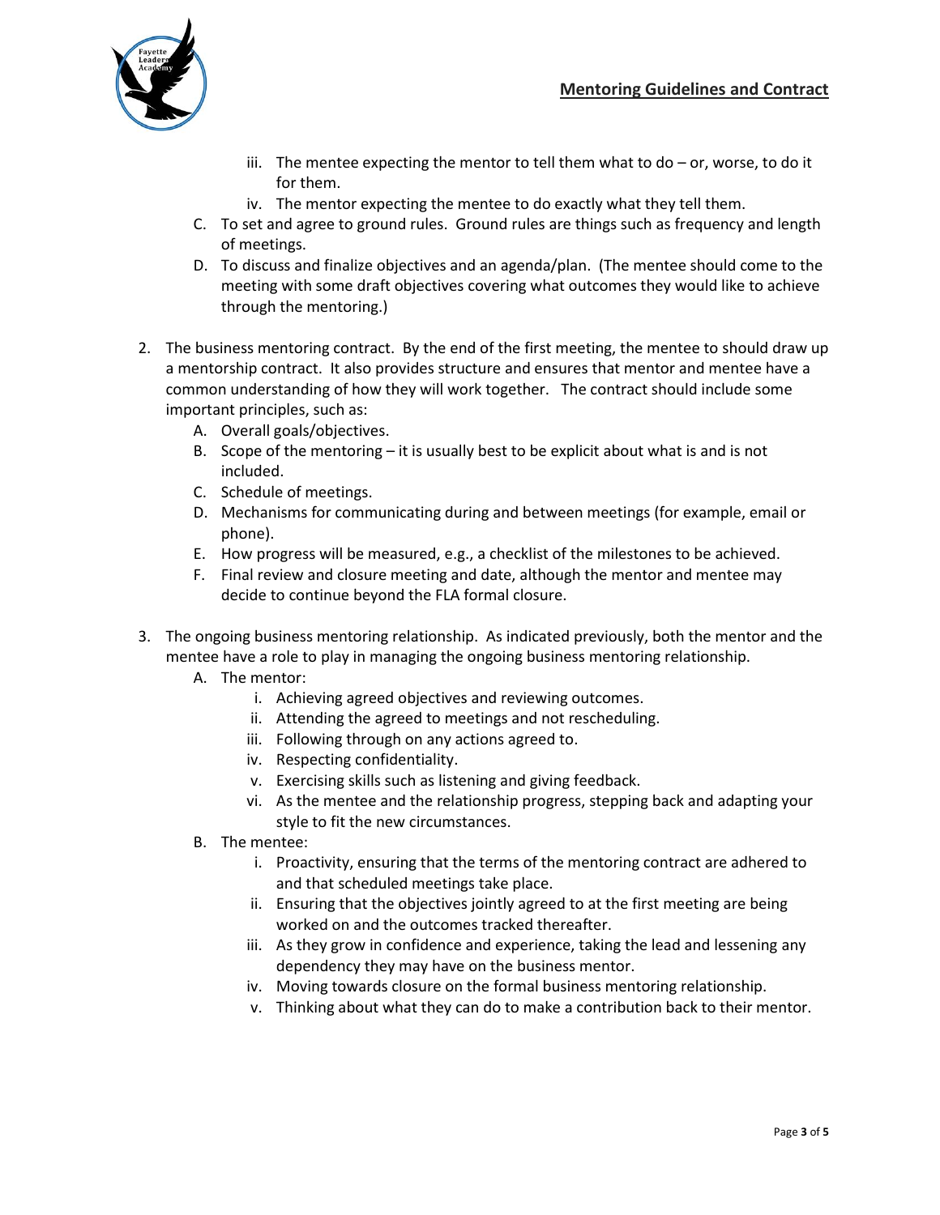iii. The mentee expecting the mentor to tell them what to do – or, worse, to do it for them.

iv. The mentor expecting the mentee to do exactly what they tell them.

C. To set and agree to ground rules. Ground rules are things such as frequency and length of meetings.

D. To discuss and finalize objectives and an agenda/plan. (The mentee should come to the meeting with some draft objectives covering what outcomes they would like to achieve through the mentoring.)

2. The business mentoring contract. By the end of the first meeting, the mentee to should draw up a mentorship contract. It also provides structure and ensures that mentor and mentee have a common understanding of how they will work together. The contract should include some important principles, such as:
   - A. Overall goals/objectives.
   - B. Scope of the mentoring – it is usually best to be explicit about what is and is not included.
   - C. Schedule of meetings.
   - D. Mechanisms for communicating during and between meetings (for example, email or phone).
   - E. How progress will be measured, e.g., a checklist of the milestones to be achieved.
   - F. Final review and closure meeting and date, although the mentor and mentee may decide to continue beyond the FLA formal closure.

3. The ongoing business mentoring relationship. As indicated previously, both the mentor and the mentee have a role to play in managing the ongoing business mentoring relationship.
   - A. The mentor:
     - i. Achieving agreed objectives and reviewing outcomes.
     - ii. Attending the agreed to meetings and not rescheduling.
     - iii. Following through on any actions agreed to.
     - iv. Respecting confidentiality.
     - v. Exercising skills such as listening and giving feedback.
     - vi. As the mentee and the relationship progress, stepping back and adapting your style to fit the new circumstances.
   - B. The mentee:
     - i. Proactivity, ensuring that the terms of the mentoring contract are adhered to and that scheduled meetings take place.
     - ii. Ensuring that the objectives jointly agreed to at the first meeting are being worked on and the outcomes tracked thereafter.
     - iii. As they grow in confidence and experience, taking the lead and lessening any dependency they may have on the business mentor.
     - iv. Moving towards closure on the formal business mentoring relationship.
     - v. Thinking about what they can do to make a contribution back to their mentor.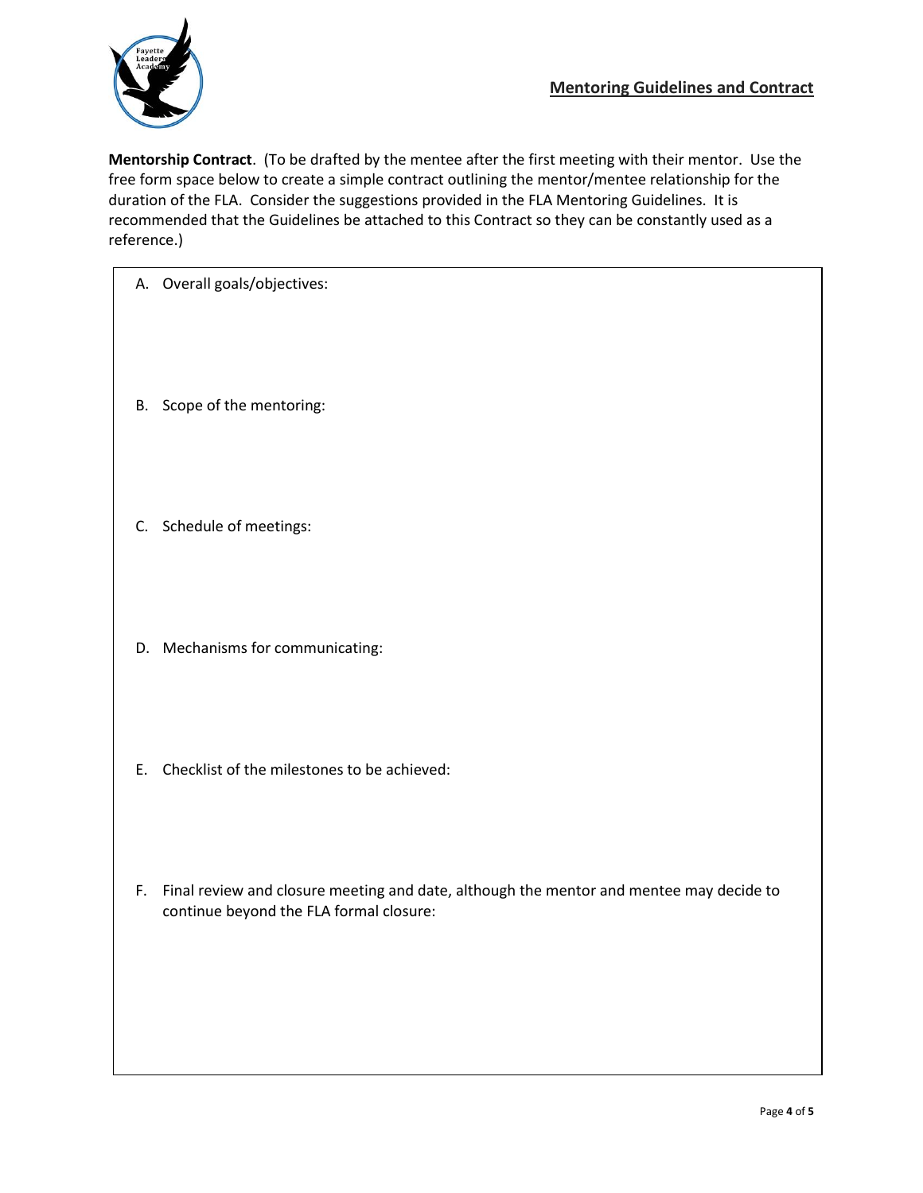## Mentoring Guidelines and Contract

**Mentorship Contract**. (To be drafted by the mentee after the first meeting with their mentor. Use the free form space below to create a simple contract outlining the mentor/mentee relationship for the duration of the FLA. Consider the suggestions provided in the FLA Mentoring Guidelines. It is recommended that the Guidelines be attached to this Contract so they can be constantly used as a reference.)

A. Overall goals/objectives:

B. Scope of the mentoring:

C. Schedule of meetings:

D. Mechanisms for communicating:

E. Checklist of the milestones to be achieved:

F. Final review and closure meeting and date, although the mentor and mentee may decide to continue beyond the FLA formal closure: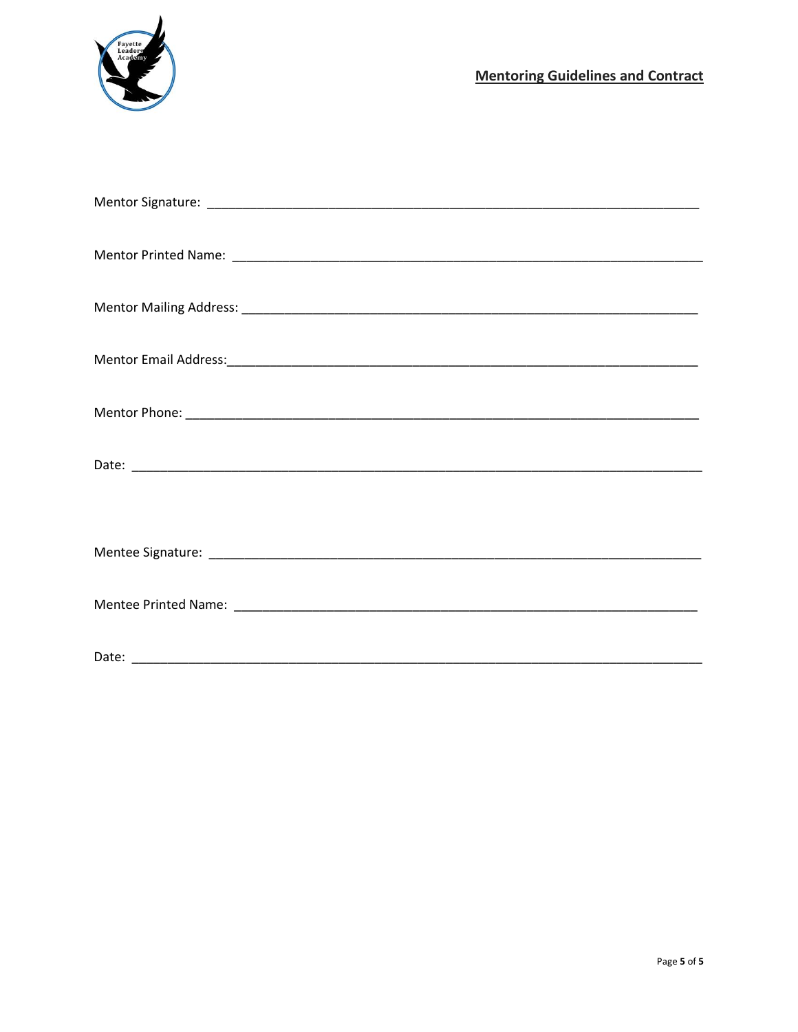Mentor Signature: ______________________________________________________________________

Mentor Printed Name: ___________________________________________________________________

Mentor Mailing Address: _________________________________________________________________

Mentor Email Address:___________________________________________________________________

Mentor Phone: _________________________________________________________________________

Date: _______________________________________________________________________________

Mentee Signature: ______________________________________________________________________

Mentee Printed Name: ___________________________________________________________________

Date: _______________________________________________________________________________